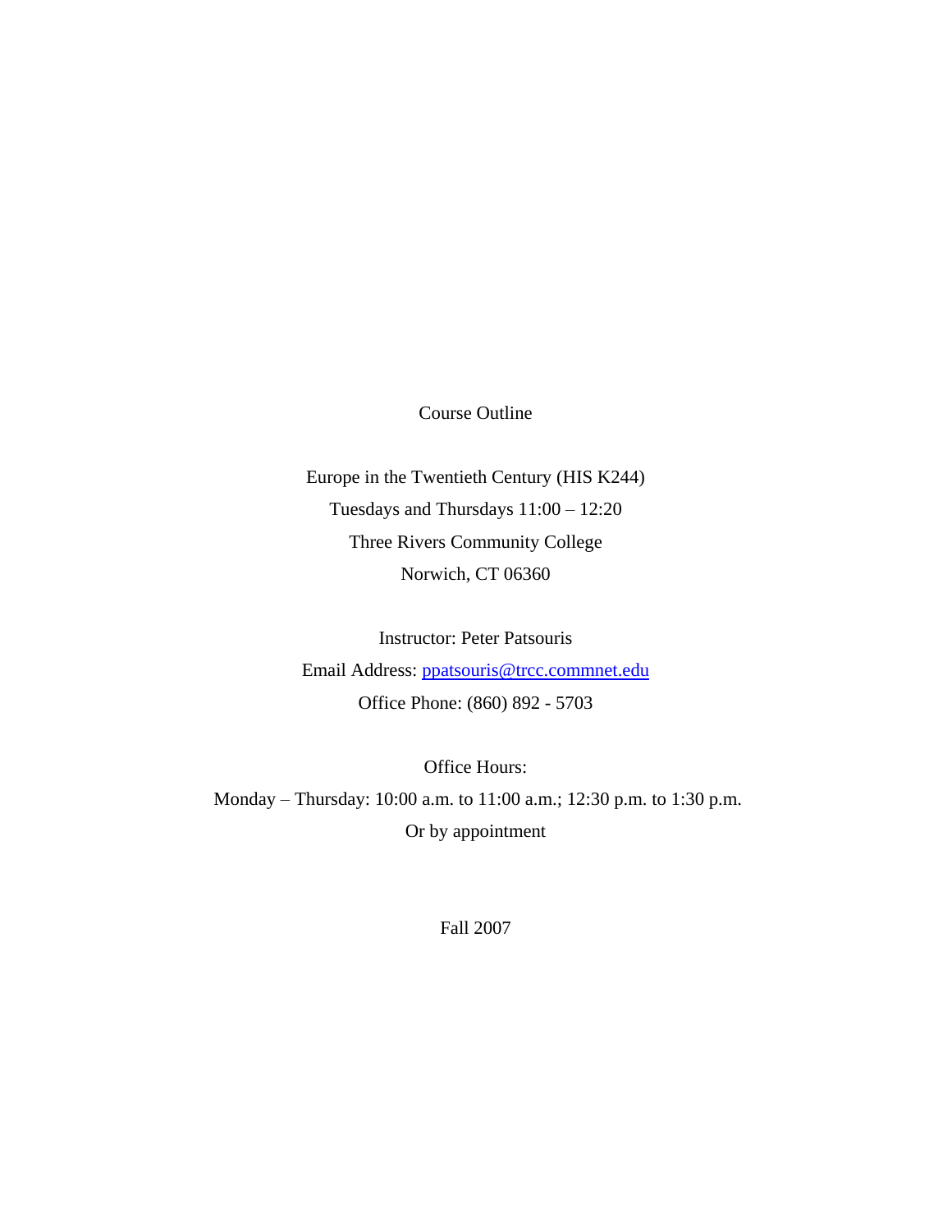Course Outline

Europe in the Twentieth Century (HIS K244)

Tuesdays and Thursdays 11:00 – 12:20

Three Rivers Community College

Norwich, CT 06360

Instructor: Peter Patsouris

Email Address: ppatsouris@trcc.commnet.edu

Office Phone: (860) 892 - 5703

Office Hours:

Monday – Thursday: 10:00 a.m. to 11:00 a.m.; 12:30 p.m. to 1:30 p.m.

Or by appointment

Fall 2007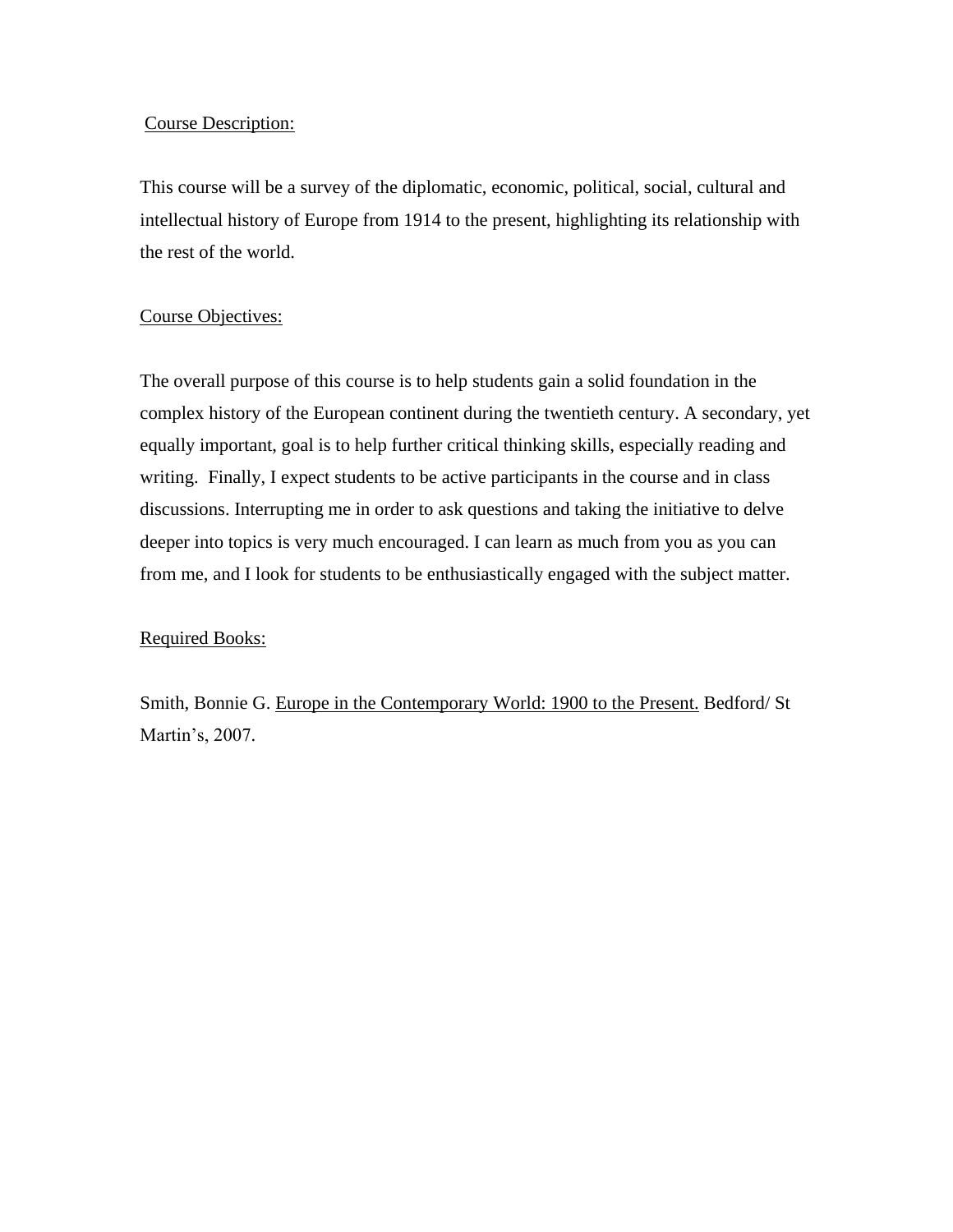## Course Description:

This course will be a survey of the diplomatic, economic, political, social, cultural and intellectual history of Europe from 1914 to the present, highlighting its relationship with the rest of the world.

## Course Objectives:

The overall purpose of this course is to help students gain a solid foundation in the complex history of the European continent during the twentieth century. A secondary, yet equally important, goal is to help further critical thinking skills, especially reading and writing. Finally, I expect students to be active participants in the course and in class discussions. Interrupting me in order to ask questions and taking the initiative to delve deeper into topics is very much encouraged. I can learn as much from you as you can from me, and I look for students to be enthusiastically engaged with the subject matter.

## Required Books:

Smith, Bonnie G. Europe in the Contemporary World: 1900 to the Present. Bedford/ St Martin's, 2007.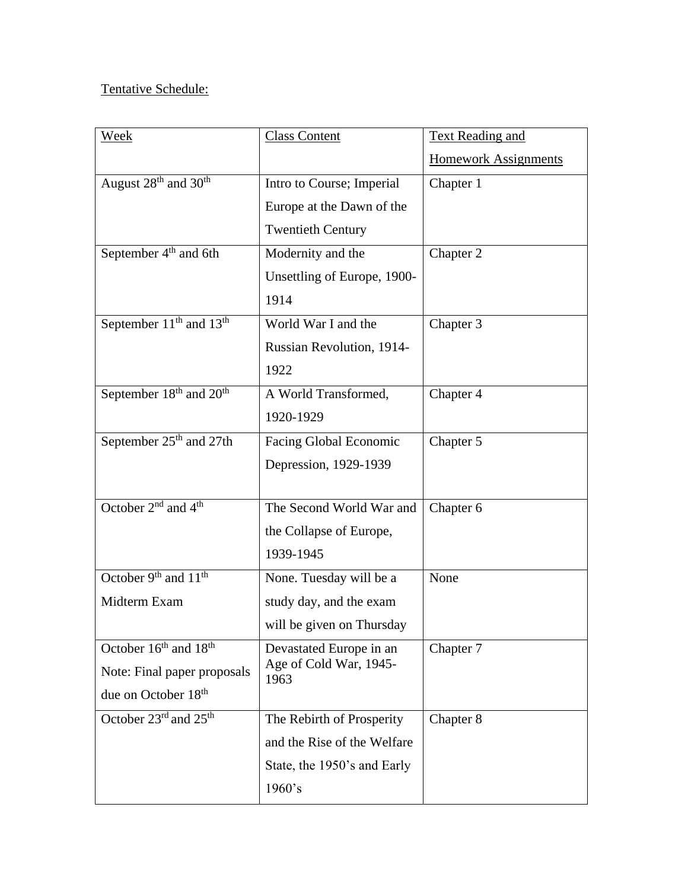Tentative Schedule:

| Week | Class Content | Text Reading and Homework Assignments |
|---|---|---|
| August 28th and 30th | Intro to Course; Imperial Europe at the Dawn of the Twentieth Century | Chapter 1 |
| September 4th and 6th | Modernity and the Unsettling of Europe, 1900-1914 | Chapter 2 |
| September 11th and 13th | World War I and the Russian Revolution, 1914-1922 | Chapter 3 |
| September 18th and 20th | A World Transformed, 1920-1929 | Chapter 4 |
| September 25th and 27th | Facing Global Economic Depression, 1929-1939 | Chapter 5 |
| October 2nd and 4th | The Second World War and the Collapse of Europe, 1939-1945 | Chapter 6 |
| October 9th and 11th Midterm Exam | None. Tuesday will be a study day, and the exam will be given on Thursday | None |
| October 16th and 18th Note: Final paper proposals due on October 18th | Devastated Europe in an Age of Cold War, 1945-1963 | Chapter 7 |
| October 23rd and 25th | The Rebirth of Prosperity and the Rise of the Welfare State, the 1950's and Early 1960's | Chapter 8 |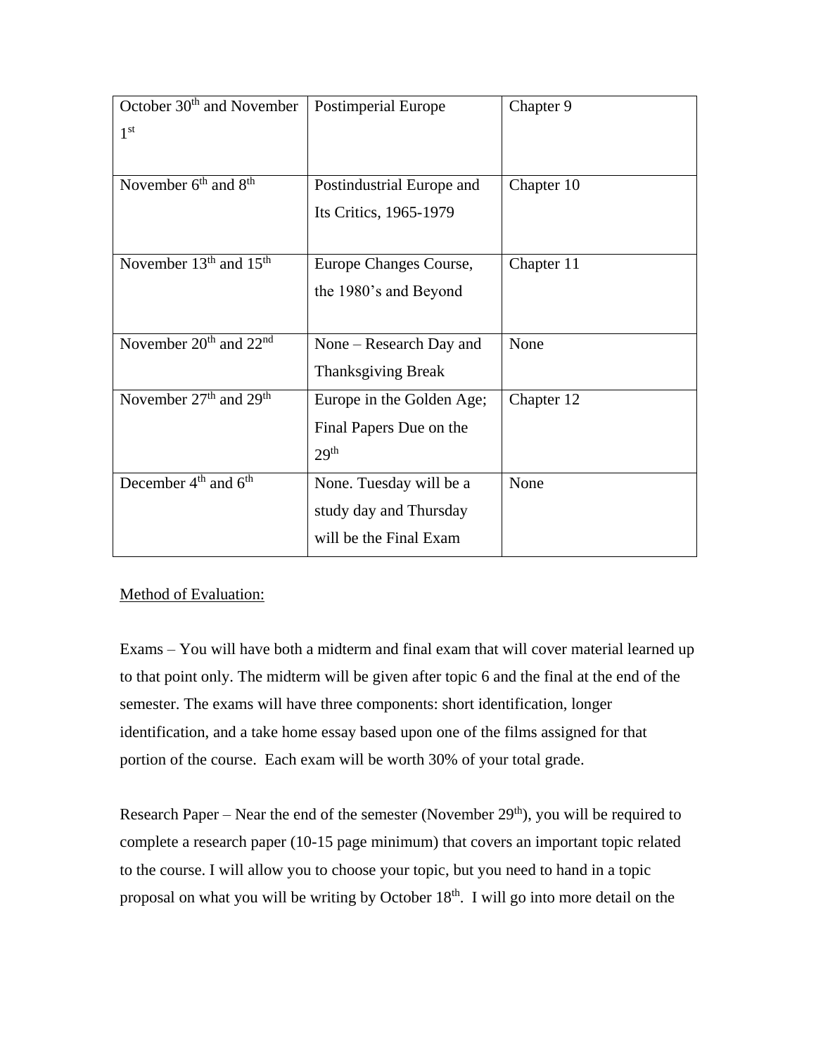| October 30th and November 1st | Postimperial Europe | Chapter 9 |
| --- | --- | --- |
| November 6th and 8th | Postindustrial Europe and Its Critics, 1965-1979 | Chapter 10 |
| November 13th and 15th | Europe Changes Course, the 1980's and Beyond | Chapter 11 |
| November 20th and 22nd | None – Research Day and Thanksgiving Break | None |
| November 27th and 29th | Europe in the Golden Age; Final Papers Due on the 29th | Chapter 12 |
| December 4th and 6th | None. Tuesday will be a study day and Thursday will be the Final Exam | None |

<u>Method of Evaluation:</u>

Exams – You will have both a midterm and final exam that will cover material learned up to that point only. The midterm will be given after topic 6 and the final at the end of the semester. The exams will have three components: short identification, longer identification, and a take home essay based upon one of the films assigned for that portion of the course. Each exam will be worth 30% of your total grade.

Research Paper – Near the end of the semester (November 29th), you will be required to complete a research paper (10-15 page minimum) that covers an important topic related to the course. I will allow you to choose your topic, but you need to hand in a topic proposal on what you will be writing by October 18th. I will go into more detail on the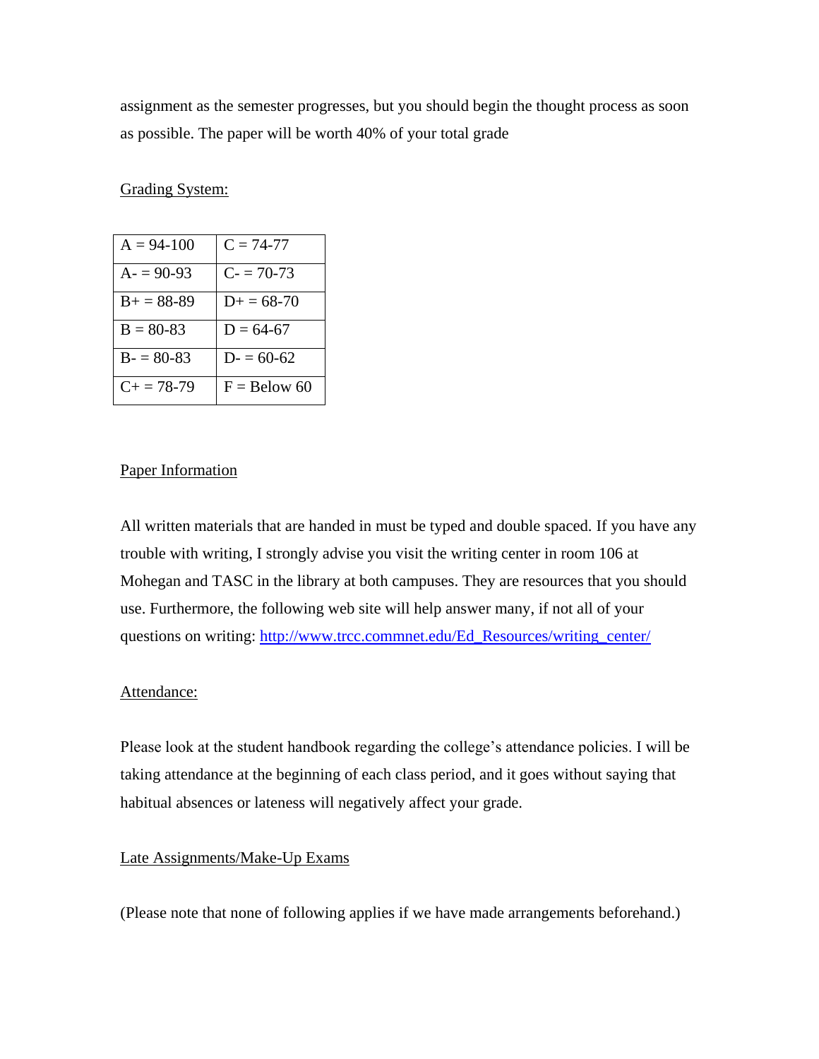assignment as the semester progresses, but you should begin the thought process as soon as possible. The paper will be worth 40% of your total grade

Grading System:

| A = 94-100 | C = 74-77 |
|---|---|
| A- = 90-93 | C- = 70-73 |
| B+ = 88-89 | D+ = 68-70 |
| B = 80-83 | D = 64-67 |
| B- = 80-83 | D- = 60-62 |
| C+ = 78-79 | F = Below 60 |

Paper Information

All written materials that are handed in must be typed and double spaced. If you have any trouble with writing, I strongly advise you visit the writing center in room 106 at Mohegan and TASC in the library at both campuses. They are resources that you should use. Furthermore, the following web site will help answer many, if not all of your questions on writing: http://www.trcc.commnet.edu/Ed_Resources/writing_center/

Attendance:

Please look at the student handbook regarding the college's attendance policies. I will be taking attendance at the beginning of each class period, and it goes without saying that habitual absences or lateness will negatively affect your grade.

Late Assignments/Make-Up Exams

(Please note that none of following applies if we have made arrangements beforehand.)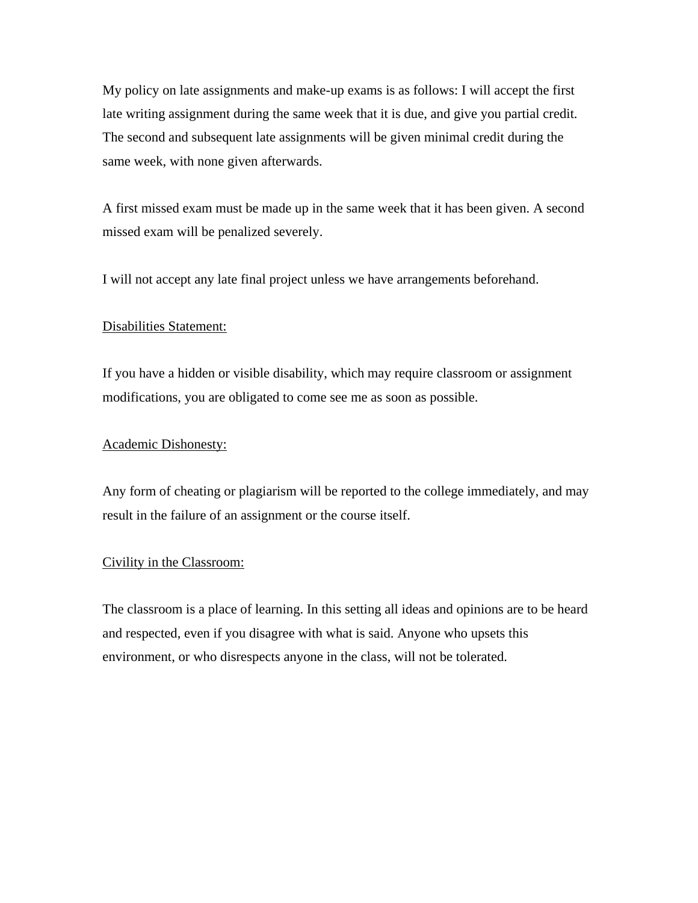My policy on late assignments and make-up exams is as follows: I will accept the first late writing assignment during the same week that it is due, and give you partial credit. The second and subsequent late assignments will be given minimal credit during the same week, with none given afterwards.

A first missed exam must be made up in the same week that it has been given. A second missed exam will be penalized severely.

I will not accept any late final project unless we have arrangements beforehand.

<u>Disabilities Statement:</u>

If you have a hidden or visible disability, which may require classroom or assignment modifications, you are obligated to come see me as soon as possible.

<u>Academic Dishonesty:</u>

Any form of cheating or plagiarism will be reported to the college immediately, and may result in the failure of an assignment or the course itself.

<u>Civility in the Classroom:</u>

The classroom is a place of learning. In this setting all ideas and opinions are to be heard and respected, even if you disagree with what is said. Anyone who upsets this environment, or who disrespects anyone in the class, will not be tolerated.